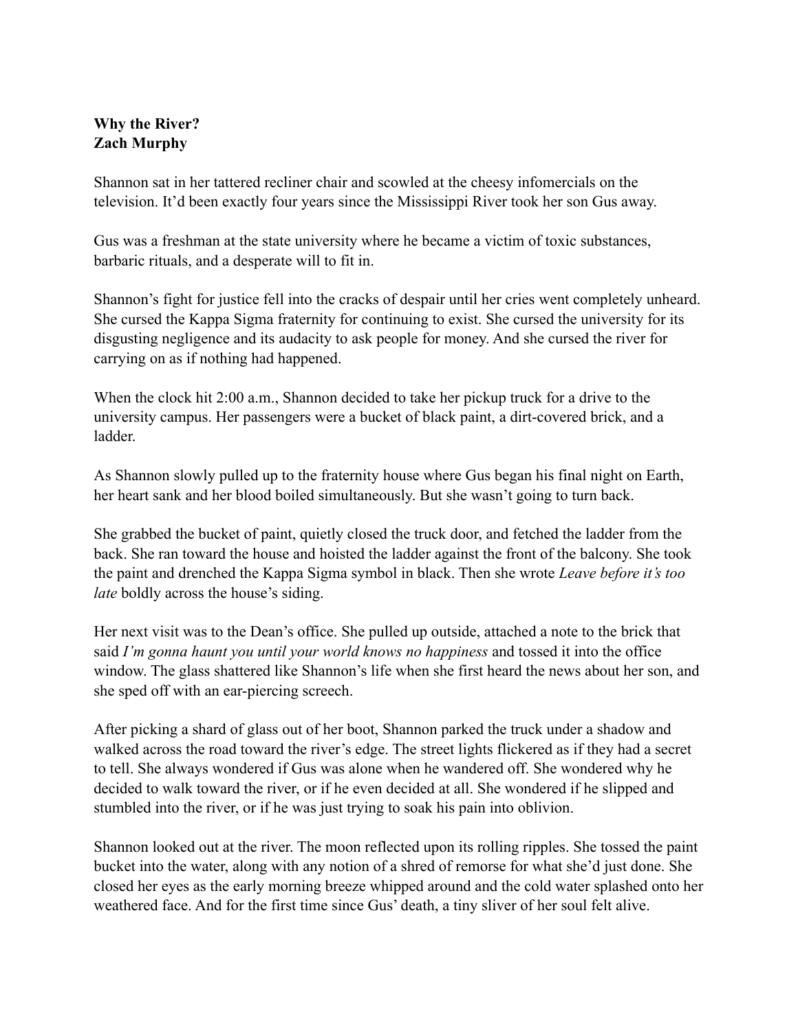**Why the River?**
**Zach Murphy**

Shannon sat in her tattered recliner chair and scowled at the cheesy infomercials on the television. It'd been exactly four years since the Mississippi River took her son Gus away.

Gus was a freshman at the state university where he became a victim of toxic substances, barbaric rituals, and a desperate will to fit in.

Shannon's fight for justice fell into the cracks of despair until her cries went completely unheard. She cursed the Kappa Sigma fraternity for continuing to exist. She cursed the university for its disgusting negligence and its audacity to ask people for money. And she cursed the river for carrying on as if nothing had happened.

When the clock hit 2:00 a.m., Shannon decided to take her pickup truck for a drive to the university campus. Her passengers were a bucket of black paint, a dirt-covered brick, and a ladder.

As Shannon slowly pulled up to the fraternity house where Gus began his final night on Earth, her heart sank and her blood boiled simultaneously. But she wasn't going to turn back.

She grabbed the bucket of paint, quietly closed the truck door, and fetched the ladder from the back. She ran toward the house and hoisted the ladder against the front of the balcony. She took the paint and drenched the Kappa Sigma symbol in black. Then she wrote *Leave before it's too late* boldly across the house's siding.

Her next visit was to the Dean's office. She pulled up outside, attached a note to the brick that said *I'm gonna haunt you until your world knows no happiness* and tossed it into the office window. The glass shattered like Shannon's life when she first heard the news about her son, and she sped off with an ear-piercing screech.

After picking a shard of glass out of her boot, Shannon parked the truck under a shadow and walked across the road toward the river's edge. The street lights flickered as if they had a secret to tell. She always wondered if Gus was alone when he wandered off. She wondered why he decided to walk toward the river, or if he even decided at all. She wondered if he slipped and stumbled into the river, or if he was just trying to soak his pain into oblivion.

Shannon looked out at the river. The moon reflected upon its rolling ripples. She tossed the paint bucket into the water, along with any notion of a shred of remorse for what she'd just done. She closed her eyes as the early morning breeze whipped around and the cold water splashed onto her weathered face. And for the first time since Gus' death, a tiny sliver of her soul felt alive.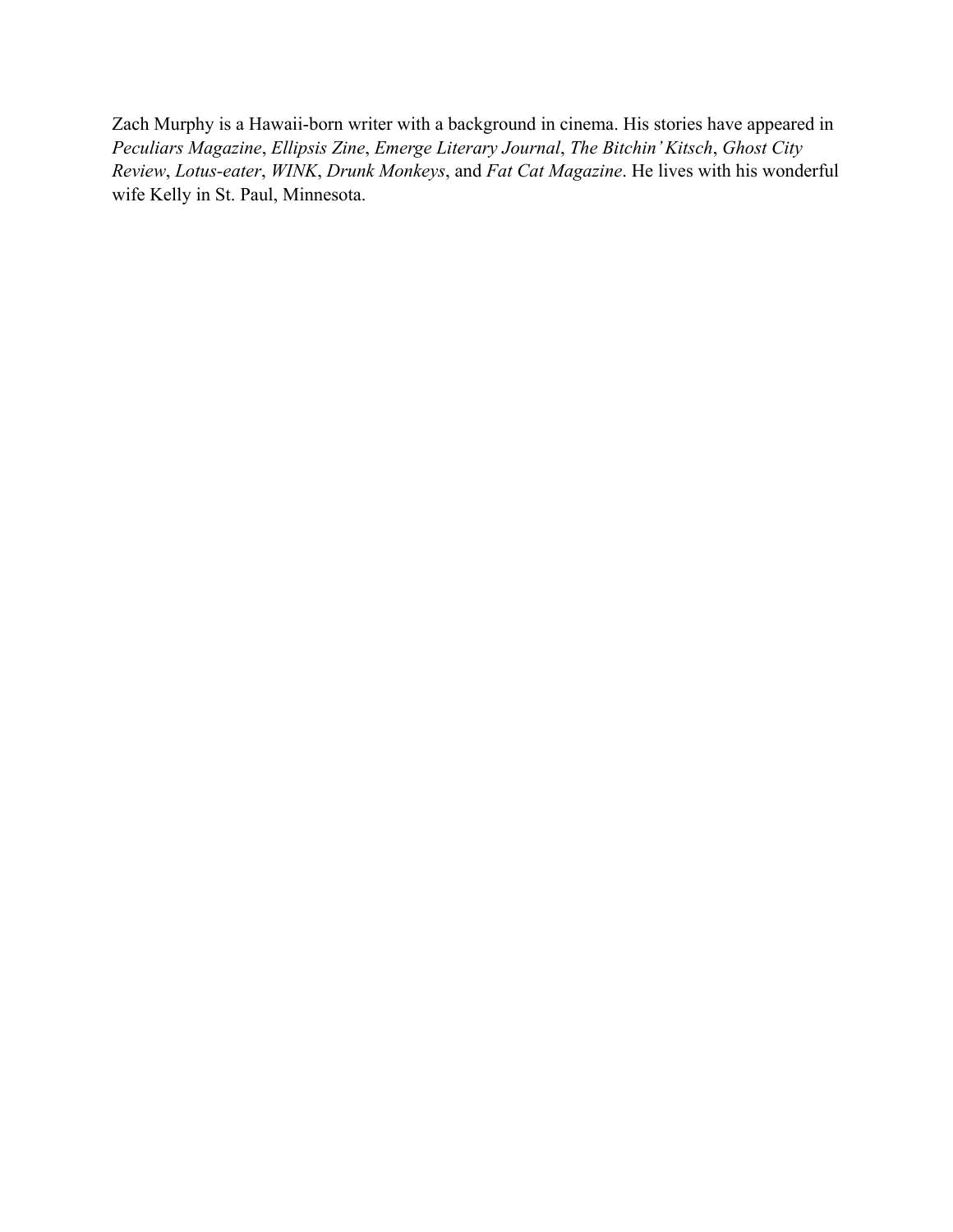Zach Murphy is a Hawaii-born writer with a background in cinema. His stories have appeared in *Peculiars Magazine*, *Ellipsis Zine*, *Emerge Literary Journal*, *The Bitchin' Kitsch*, *Ghost City Review*, *Lotus-eater*, *WINK*, *Drunk Monkeys*, and *Fat Cat Magazine*. He lives with his wonderful wife Kelly in St. Paul, Minnesota.